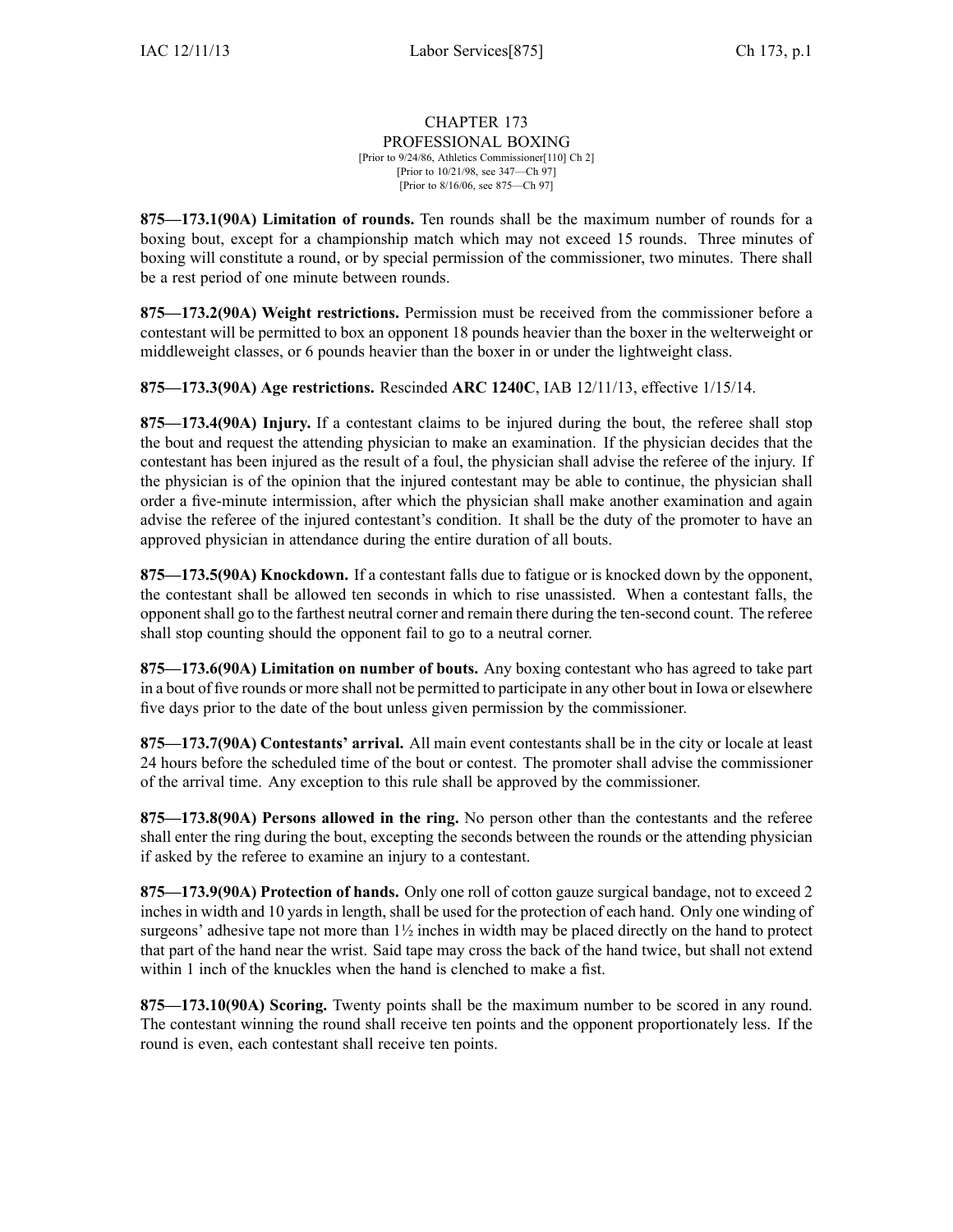# CHAPTER 173
## PROFESSIONAL BOXING

[Prior to 9/24/86, Athletics Commissioner[110] Ch 2]
[Prior to 10/21/98, see 347—Ch 97]
[Prior to 8/16/06, see 875—Ch 97]

**875—173.1(90A) Limitation of rounds.** Ten rounds shall be the maximum number of rounds for a boxing bout, except for a championship match which may not exceed 15 rounds. Three minutes of boxing will constitute a round, or by special permission of the commissioner, two minutes. There shall be a rest period of one minute between rounds.

**875—173.2(90A) Weight restrictions.** Permission must be received from the commissioner before a contestant will be permitted to box an opponent 18 pounds heavier than the boxer in the welterweight or middleweight classes, or 6 pounds heavier than the boxer in or under the lightweight class.

**875—173.3(90A) Age restrictions.** Rescinded **ARC 1240C**, IAB 12/11/13, effective 1/15/14.

**875—173.4(90A) Injury.** If a contestant claims to be injured during the bout, the referee shall stop the bout and request the attending physician to make an examination. If the physician decides that the contestant has been injured as the result of a foul, the physician shall advise the referee of the injury. If the physician is of the opinion that the injured contestant may be able to continue, the physician shall order a five-minute intermission, after which the physician shall make another examination and again advise the referee of the injured contestant's condition. It shall be the duty of the promoter to have an approved physician in attendance during the entire duration of all bouts.

**875—173.5(90A) Knockdown.** If a contestant falls due to fatigue or is knocked down by the opponent, the contestant shall be allowed ten seconds in which to rise unassisted. When a contestant falls, the opponent shall go to the farthest neutral corner and remain there during the ten-second count. The referee shall stop counting should the opponent fail to go to a neutral corner.

**875—173.6(90A) Limitation on number of bouts.** Any boxing contestant who has agreed to take part in a bout of five rounds or more shall not be permitted to participate in any other bout in Iowa or elsewhere five days prior to the date of the bout unless given permission by the commissioner.

**875—173.7(90A) Contestants' arrival.** All main event contestants shall be in the city or locale at least 24 hours before the scheduled time of the bout or contest. The promoter shall advise the commissioner of the arrival time. Any exception to this rule shall be approved by the commissioner.

**875—173.8(90A) Persons allowed in the ring.** No person other than the contestants and the referee shall enter the ring during the bout, excepting the seconds between the rounds or the attending physician if asked by the referee to examine an injury to a contestant.

**875—173.9(90A) Protection of hands.** Only one roll of cotton gauze surgical bandage, not to exceed 2 inches in width and 10 yards in length, shall be used for the protection of each hand. Only one winding of surgeons' adhesive tape not more than 1½ inches in width may be placed directly on the hand to protect that part of the hand near the wrist. Said tape may cross the back of the hand twice, but shall not extend within 1 inch of the knuckles when the hand is clenched to make a fist.

**875—173.10(90A) Scoring.** Twenty points shall be the maximum number to be scored in any round. The contestant winning the round shall receive ten points and the opponent proportionately less. If the round is even, each contestant shall receive ten points.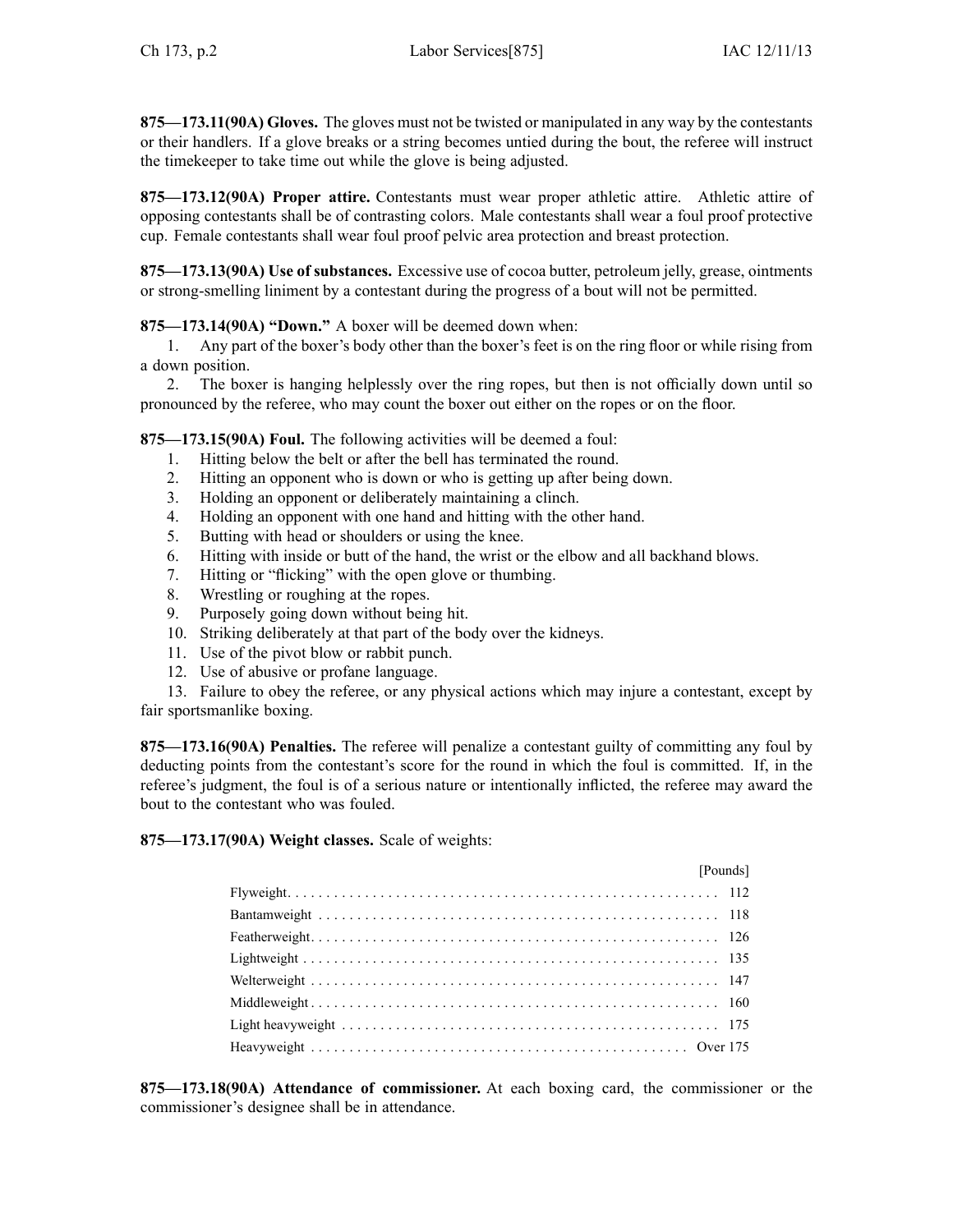**875—173.11(90A) Gloves.** The gloves must not be twisted or manipulated in any way by the contestants or their handlers. If a glove breaks or a string becomes untied during the bout, the referee will instruct the timekeeper to take time out while the glove is being adjusted.

**875—173.12(90A) Proper attire.** Contestants must wear proper athletic attire. Athletic attire of opposing contestants shall be of contrasting colors. Male contestants shall wear a foul proof protective cup. Female contestants shall wear foul proof pelvic area protection and breast protection.

**875—173.13(90A) Use of substances.** Excessive use of cocoa butter, petroleum jelly, grease, ointments or strong-smelling liniment by a contestant during the progress of a bout will not be permitted.

**875—173.14(90A) "Down."** A boxer will be deemed down when:

1. Any part of the boxer's body other than the boxer's feet is on the ring floor or while rising from a down position.
2. The boxer is hanging helplessly over the ring ropes, but then is not officially down until so pronounced by the referee, who may count the boxer out either on the ropes or on the floor.

**875—173.15(90A) Foul.** The following activities will be deemed a foul:

1. Hitting below the belt or after the bell has terminated the round.
2. Hitting an opponent who is down or who is getting up after being down.
3. Holding an opponent or deliberately maintaining a clinch.
4. Holding an opponent with one hand and hitting with the other hand.
5. Butting with head or shoulders or using the knee.
6. Hitting with inside or butt of the hand, the wrist or the elbow and all backhand blows.
7. Hitting or "flicking" with the open glove or thumbing.
8. Wrestling or roughing at the ropes.
9. Purposely going down without being hit.
10. Striking deliberately at that part of the body over the kidneys.
11. Use of the pivot blow or rabbit punch.
12. Use of abusive or profane language.
13. Failure to obey the referee, or any physical actions which may injure a contestant, except by fair sportsmanlike boxing.

**875—173.16(90A) Penalties.** The referee will penalize a contestant guilty of committing any foul by deducting points from the contestant's score for the round in which the foul is committed. If, in the referee's judgment, the foul is of a serious nature or intentionally inflicted, the referee may award the bout to the contestant who was fouled.

**875—173.17(90A) Weight classes.** Scale of weights:

| | [Pounds] |
|---|---|
| Flyweight | 112 |
| Bantamweight | 118 |
| Featherweight | 126 |
| Lightweight | 135 |
| Welterweight | 147 |
| Middleweight | 160 |
| Light heavyweight | 175 |
| Heavyweight | Over 175 |

**875—173.18(90A) Attendance of commissioner.** At each boxing card, the commissioner or the commissioner's designee shall be in attendance.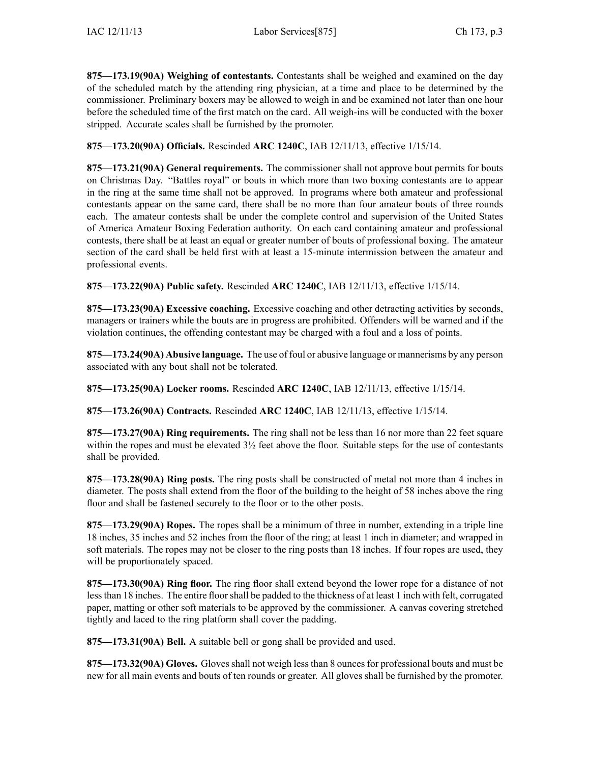**875—173.19(90A) Weighing of contestants.** Contestants shall be weighed and examined on the day of the scheduled match by the attending ring physician, at a time and place to be determined by the commissioner. Preliminary boxers may be allowed to weigh in and be examined not later than one hour before the scheduled time of the first match on the card. All weigh-ins will be conducted with the boxer stripped. Accurate scales shall be furnished by the promoter.

**875—173.20(90A) Officials.** Rescinded **ARC 1240C**, IAB 12/11/13, effective 1/15/14.

**875—173.21(90A) General requirements.** The commissioner shall not approve bout permits for bouts on Christmas Day. "Battles royal" or bouts in which more than two boxing contestants are to appear in the ring at the same time shall not be approved. In programs where both amateur and professional contestants appear on the same card, there shall be no more than four amateur bouts of three rounds each. The amateur contests shall be under the complete control and supervision of the United States of America Amateur Boxing Federation authority. On each card containing amateur and professional contests, there shall be at least an equal or greater number of bouts of professional boxing. The amateur section of the card shall be held first with at least a 15-minute intermission between the amateur and professional events.

**875—173.22(90A) Public safety.** Rescinded **ARC 1240C**, IAB 12/11/13, effective 1/15/14.

**875—173.23(90A) Excessive coaching.** Excessive coaching and other detracting activities by seconds, managers or trainers while the bouts are in progress are prohibited. Offenders will be warned and if the violation continues, the offending contestant may be charged with a foul and a loss of points.

**875—173.24(90A) Abusive language.** The use of foul or abusive language or mannerisms by any person associated with any bout shall not be tolerated.

**875—173.25(90A) Locker rooms.** Rescinded **ARC 1240C**, IAB 12/11/13, effective 1/15/14.

**875—173.26(90A) Contracts.** Rescinded **ARC 1240C**, IAB 12/11/13, effective 1/15/14.

**875—173.27(90A) Ring requirements.** The ring shall not be less than 16 nor more than 22 feet square within the ropes and must be elevated 3½ feet above the floor. Suitable steps for the use of contestants shall be provided.

**875—173.28(90A) Ring posts.** The ring posts shall be constructed of metal not more than 4 inches in diameter. The posts shall extend from the floor of the building to the height of 58 inches above the ring floor and shall be fastened securely to the floor or to the other posts.

**875—173.29(90A) Ropes.** The ropes shall be a minimum of three in number, extending in a triple line 18 inches, 35 inches and 52 inches from the floor of the ring; at least 1 inch in diameter; and wrapped in soft materials. The ropes may not be closer to the ring posts than 18 inches. If four ropes are used, they will be proportionately spaced.

**875—173.30(90A) Ring floor.** The ring floor shall extend beyond the lower rope for a distance of not less than 18 inches. The entire floor shall be padded to the thickness of at least 1 inch with felt, corrugated paper, matting or other soft materials to be approved by the commissioner. A canvas covering stretched tightly and laced to the ring platform shall cover the padding.

**875—173.31(90A) Bell.** A suitable bell or gong shall be provided and used.

**875—173.32(90A) Gloves.** Gloves shall not weigh less than 8 ounces for professional bouts and must be new for all main events and bouts of ten rounds or greater. All gloves shall be furnished by the promoter.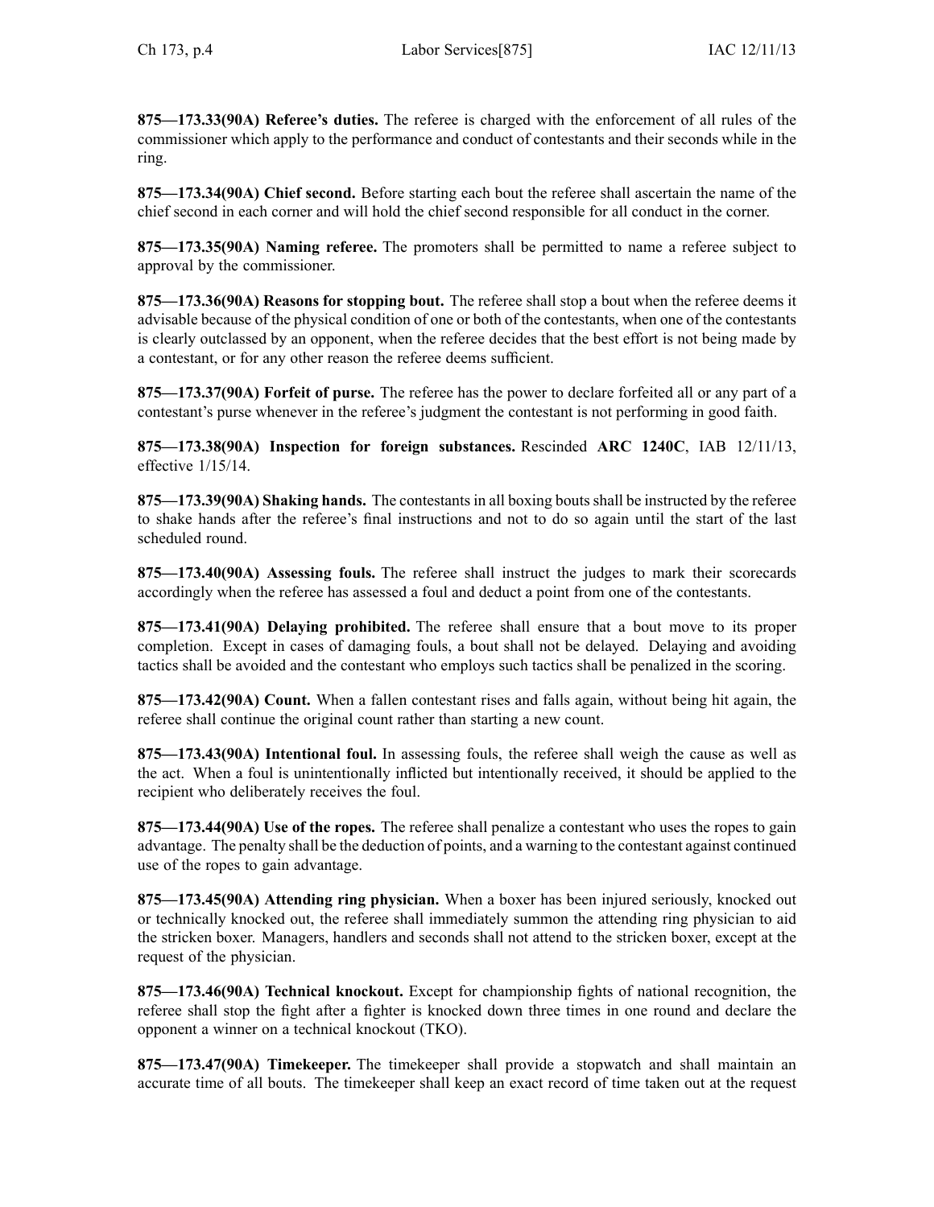**875—173.33(90A) Referee's duties.** The referee is charged with the enforcement of all rules of the commissioner which apply to the performance and conduct of contestants and their seconds while in the ring.

**875—173.34(90A) Chief second.** Before starting each bout the referee shall ascertain the name of the chief second in each corner and will hold the chief second responsible for all conduct in the corner.

**875—173.35(90A) Naming referee.** The promoters shall be permitted to name a referee subject to approval by the commissioner.

**875—173.36(90A) Reasons for stopping bout.** The referee shall stop a bout when the referee deems it advisable because of the physical condition of one or both of the contestants, when one of the contestants is clearly outclassed by an opponent, when the referee decides that the best effort is not being made by a contestant, or for any other reason the referee deems sufficient.

**875—173.37(90A) Forfeit of purse.** The referee has the power to declare forfeited all or any part of a contestant's purse whenever in the referee's judgment the contestant is not performing in good faith.

**875—173.38(90A) Inspection for foreign substances.** Rescinded **ARC 1240C**, IAB 12/11/13, effective 1/15/14.

**875—173.39(90A) Shaking hands.** The contestants in all boxing bouts shall be instructed by the referee to shake hands after the referee's final instructions and not to do so again until the start of the last scheduled round.

**875—173.40(90A) Assessing fouls.** The referee shall instruct the judges to mark their scorecards accordingly when the referee has assessed a foul and deduct a point from one of the contestants.

**875—173.41(90A) Delaying prohibited.** The referee shall ensure that a bout move to its proper completion. Except in cases of damaging fouls, a bout shall not be delayed. Delaying and avoiding tactics shall be avoided and the contestant who employs such tactics shall be penalized in the scoring.

**875—173.42(90A) Count.** When a fallen contestant rises and falls again, without being hit again, the referee shall continue the original count rather than starting a new count.

**875—173.43(90A) Intentional foul.** In assessing fouls, the referee shall weigh the cause as well as the act. When a foul is unintentionally inflicted but intentionally received, it should be applied to the recipient who deliberately receives the foul.

**875—173.44(90A) Use of the ropes.** The referee shall penalize a contestant who uses the ropes to gain advantage. The penalty shall be the deduction of points, and a warning to the contestant against continued use of the ropes to gain advantage.

**875—173.45(90A) Attending ring physician.** When a boxer has been injured seriously, knocked out or technically knocked out, the referee shall immediately summon the attending ring physician to aid the stricken boxer. Managers, handlers and seconds shall not attend to the stricken boxer, except at the request of the physician.

**875—173.46(90A) Technical knockout.** Except for championship fights of national recognition, the referee shall stop the fight after a fighter is knocked down three times in one round and declare the opponent a winner on a technical knockout (TKO).

**875—173.47(90A) Timekeeper.** The timekeeper shall provide a stopwatch and shall maintain an accurate time of all bouts. The timekeeper shall keep an exact record of time taken out at the request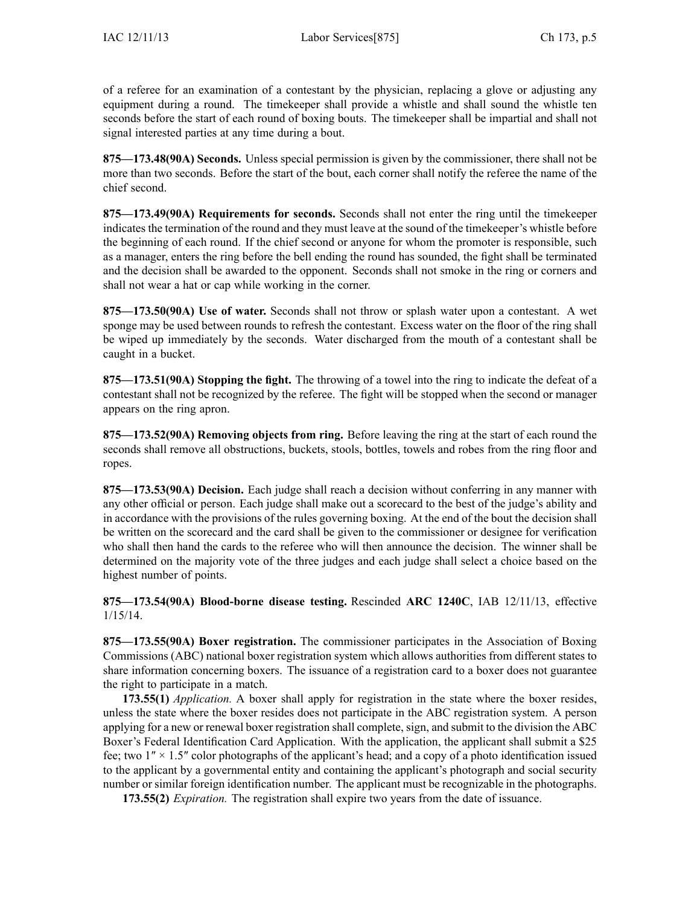of a referee for an examination of a contestant by the physician, replacing a glove or adjusting any equipment during a round. The timekeeper shall provide a whistle and shall sound the whistle ten seconds before the start of each round of boxing bouts. The timekeeper shall be impartial and shall not signal interested parties at any time during a bout.

**875—173.48(90A) Seconds.** Unless special permission is given by the commissioner, there shall not be more than two seconds. Before the start of the bout, each corner shall notify the referee the name of the chief second.

**875—173.49(90A) Requirements for seconds.** Seconds shall not enter the ring until the timekeeper indicates the termination of the round and they must leave at the sound of the timekeeper's whistle before the beginning of each round. If the chief second or anyone for whom the promoter is responsible, such as a manager, enters the ring before the bell ending the round has sounded, the fight shall be terminated and the decision shall be awarded to the opponent. Seconds shall not smoke in the ring or corners and shall not wear a hat or cap while working in the corner.

**875—173.50(90A) Use of water.** Seconds shall not throw or splash water upon a contestant. A wet sponge may be used between rounds to refresh the contestant. Excess water on the floor of the ring shall be wiped up immediately by the seconds. Water discharged from the mouth of a contestant shall be caught in a bucket.

**875—173.51(90A) Stopping the fight.** The throwing of a towel into the ring to indicate the defeat of a contestant shall not be recognized by the referee. The fight will be stopped when the second or manager appears on the ring apron.

**875—173.52(90A) Removing objects from ring.** Before leaving the ring at the start of each round the seconds shall remove all obstructions, buckets, stools, bottles, towels and robes from the ring floor and ropes.

**875—173.53(90A) Decision.** Each judge shall reach a decision without conferring in any manner with any other official or person. Each judge shall make out a scorecard to the best of the judge's ability and in accordance with the provisions of the rules governing boxing. At the end of the bout the decision shall be written on the scorecard and the card shall be given to the commissioner or designee for verification who shall then hand the cards to the referee who will then announce the decision. The winner shall be determined on the majority vote of the three judges and each judge shall select a choice based on the highest number of points.

**875—173.54(90A) Blood-borne disease testing.** Rescinded **ARC 1240C**, IAB 12/11/13, effective 1/15/14.

**875—173.55(90A) Boxer registration.** The commissioner participates in the Association of Boxing Commissions (ABC) national boxer registration system which allows authorities from different states to share information concerning boxers. The issuance of a registration card to a boxer does not guarantee the right to participate in a match.

**173.55(1)** *Application.* A boxer shall apply for registration in the state where the boxer resides, unless the state where the boxer resides does not participate in the ABC registration system. A person applying for a new or renewal boxer registration shall complete, sign, and submit to the division the ABC Boxer's Federal Identification Card Application. With the application, the applicant shall submit a $25 fee; two 1″ × 1.5″ color photographs of the applicant's head; and a copy of a photo identification issued to the applicant by a governmental entity and containing the applicant's photograph and social security number or similar foreign identification number. The applicant must be recognizable in the photographs.

**173.55(2)** *Expiration.* The registration shall expire two years from the date of issuance.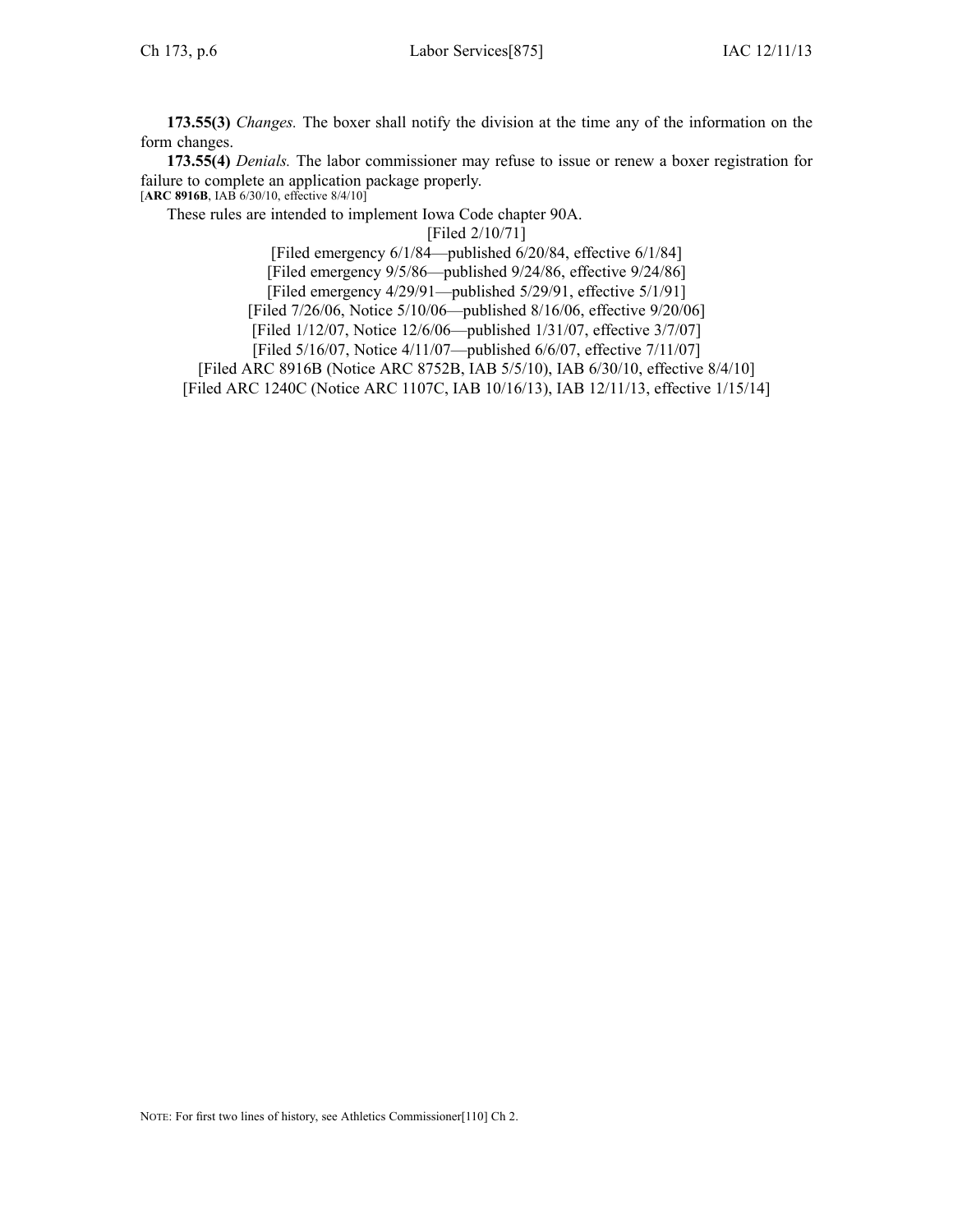**173.55(3)** *Changes.* The boxer shall notify the division at the time any of the information on the form changes.

**173.55(4)** *Denials.* The labor commissioner may refuse to issue or renew a boxer registration for failure to complete an application package properly.

[**ARC 8916B**, IAB 6/30/10, effective 8/4/10]

These rules are intended to implement Iowa Code chapter 90A.

[Filed 2/10/71]

[Filed emergency 6/1/84—published 6/20/84, effective 6/1/84]

[Filed emergency 9/5/86—published 9/24/86, effective 9/24/86]

[Filed emergency 4/29/91—published 5/29/91, effective 5/1/91]

[Filed 7/26/06, Notice 5/10/06—published 8/16/06, effective 9/20/06]

[Filed 1/12/07, Notice 12/6/06—published 1/31/07, effective 3/7/07]

[Filed 5/16/07, Notice 4/11/07—published 6/6/07, effective 7/11/07]

[Filed ARC 8916B (Notice ARC 8752B, IAB 5/5/10), IAB 6/30/10, effective 8/4/10]

[Filed ARC 1240C (Notice ARC 1107C, IAB 10/16/13), IAB 12/11/13, effective 1/15/14]

NOTE: For first two lines of history, see Athletics Commissioner[110] Ch 2.